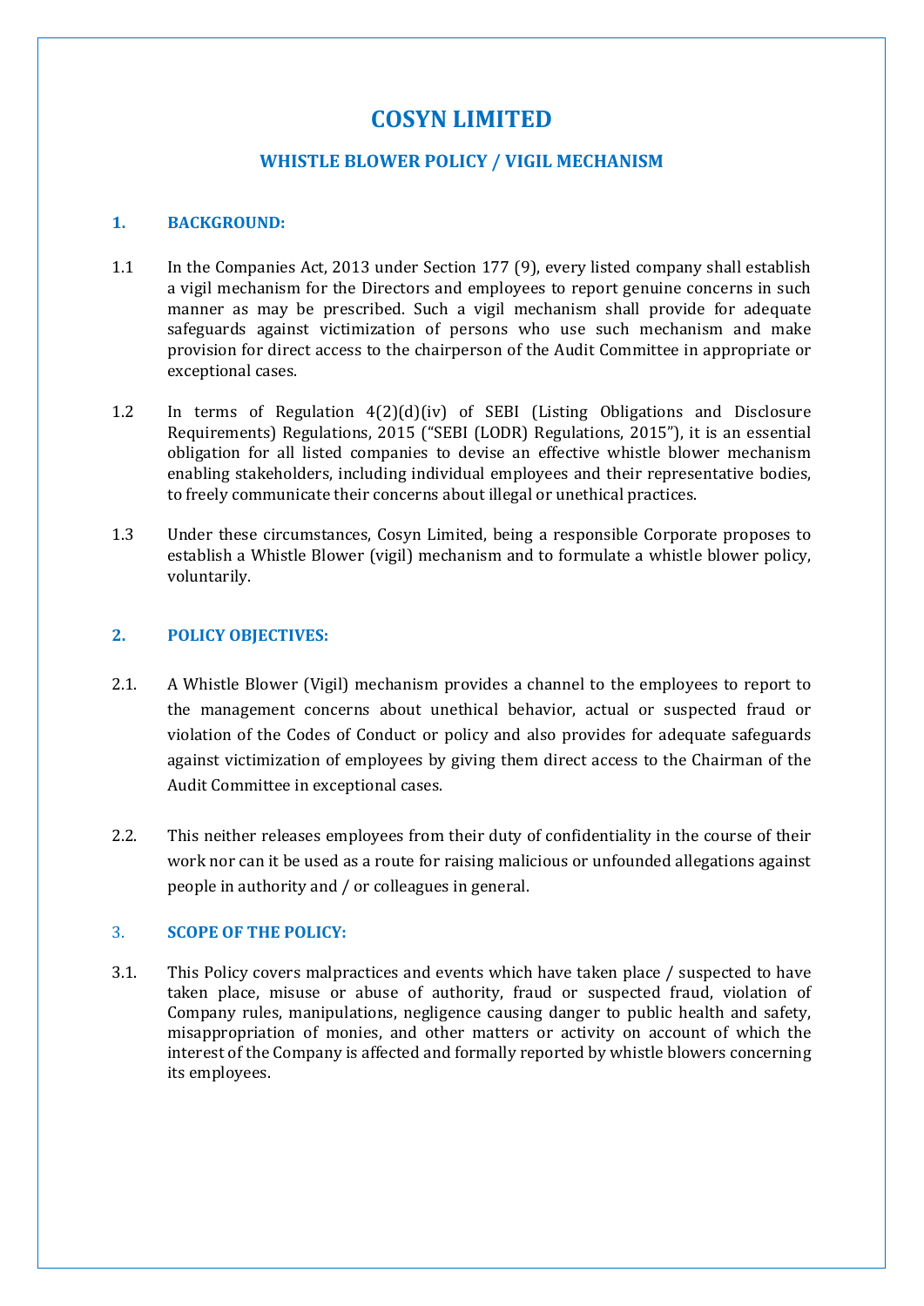# COSYN LIMITED

## WHISTLE BLOWER POLICY / VIGIL MECHANISM

### 1. BACKGROUND:

1.1 In the Companies Act, 2013 under Section 177 (9), every listed company shall establish a vigil mechanism for the Directors and employees to report genuine concerns in such manner as may be prescribed. Such a vigil mechanism shall provide for adequate safeguards against victimization of persons who use such mechanism and make provision for direct access to the chairperson of the Audit Committee in appropriate or exceptional cases.

1.2 In terms of Regulation 4(2)(d)(iv) of SEBI (Listing Obligations and Disclosure Requirements) Regulations, 2015 ("SEBI (LODR) Regulations, 2015"), it is an essential obligation for all listed companies to devise an effective whistle blower mechanism enabling stakeholders, including individual employees and their representative bodies, to freely communicate their concerns about illegal or unethical practices.

1.3 Under these circumstances, Cosyn Limited, being a responsible Corporate proposes to establish a Whistle Blower (vigil) mechanism and to formulate a whistle blower policy, voluntarily.

### 2. POLICY OBJECTIVES:

2.1. A Whistle Blower (Vigil) mechanism provides a channel to the employees to report to the management concerns about unethical behavior, actual or suspected fraud or violation of the Codes of Conduct or policy and also provides for adequate safeguards against victimization of employees by giving them direct access to the Chairman of the Audit Committee in exceptional cases.

2.2. This neither releases employees from their duty of confidentiality in the course of their work nor can it be used as a route for raising malicious or unfounded allegations against people in authority and / or colleagues in general.

### 3. SCOPE OF THE POLICY:

3.1. This Policy covers malpractices and events which have taken place / suspected to have taken place, misuse or abuse of authority, fraud or suspected fraud, violation of Company rules, manipulations, negligence causing danger to public health and safety, misappropriation of monies, and other matters or activity on account of which the interest of the Company is affected and formally reported by whistle blowers concerning its employees.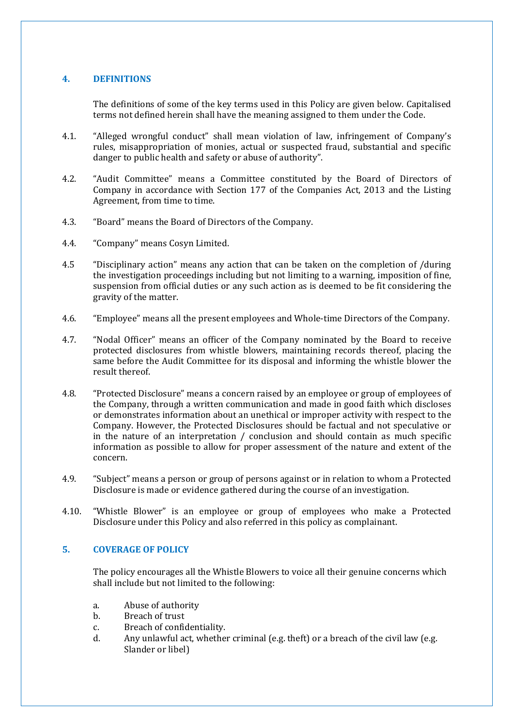## 4. DEFINITIONS

The definitions of some of the key terms used in this Policy are given below. Capitalised terms not defined herein shall have the meaning assigned to them under the Code.

4.1. "Alleged wrongful conduct" shall mean violation of law, infringement of Company's rules, misappropriation of monies, actual or suspected fraud, substantial and specific danger to public health and safety or abuse of authority".

4.2. "Audit Committee" means a Committee constituted by the Board of Directors of Company in accordance with Section 177 of the Companies Act, 2013 and the Listing Agreement, from time to time.

4.3. "Board" means the Board of Directors of the Company.

4.4. "Company" means Cosyn Limited.

4.5 "Disciplinary action" means any action that can be taken on the completion of /during the investigation proceedings including but not limiting to a warning, imposition of fine, suspension from official duties or any such action as is deemed to be fit considering the gravity of the matter.

4.6. "Employee" means all the present employees and Whole-time Directors of the Company.

4.7. "Nodal Officer" means an officer of the Company nominated by the Board to receive protected disclosures from whistle blowers, maintaining records thereof, placing the same before the Audit Committee for its disposal and informing the whistle blower the result thereof.

4.8. "Protected Disclosure" means a concern raised by an employee or group of employees of the Company, through a written communication and made in good faith which discloses or demonstrates information about an unethical or improper activity with respect to the Company. However, the Protected Disclosures should be factual and not speculative or in the nature of an interpretation / conclusion and should contain as much specific information as possible to allow for proper assessment of the nature and extent of the concern.

4.9. "Subject" means a person or group of persons against or in relation to whom a Protected Disclosure is made or evidence gathered during the course of an investigation.

4.10. "Whistle Blower" is an employee or group of employees who make a Protected Disclosure under this Policy and also referred in this policy as complainant.

## 5. COVERAGE OF POLICY

The policy encourages all the Whistle Blowers to voice all their genuine concerns which shall include but not limited to the following:

a. Abuse of authority
b. Breach of trust
c. Breach of confidentiality.
d. Any unlawful act, whether criminal (e.g. theft) or a breach of the civil law (e.g. Slander or libel)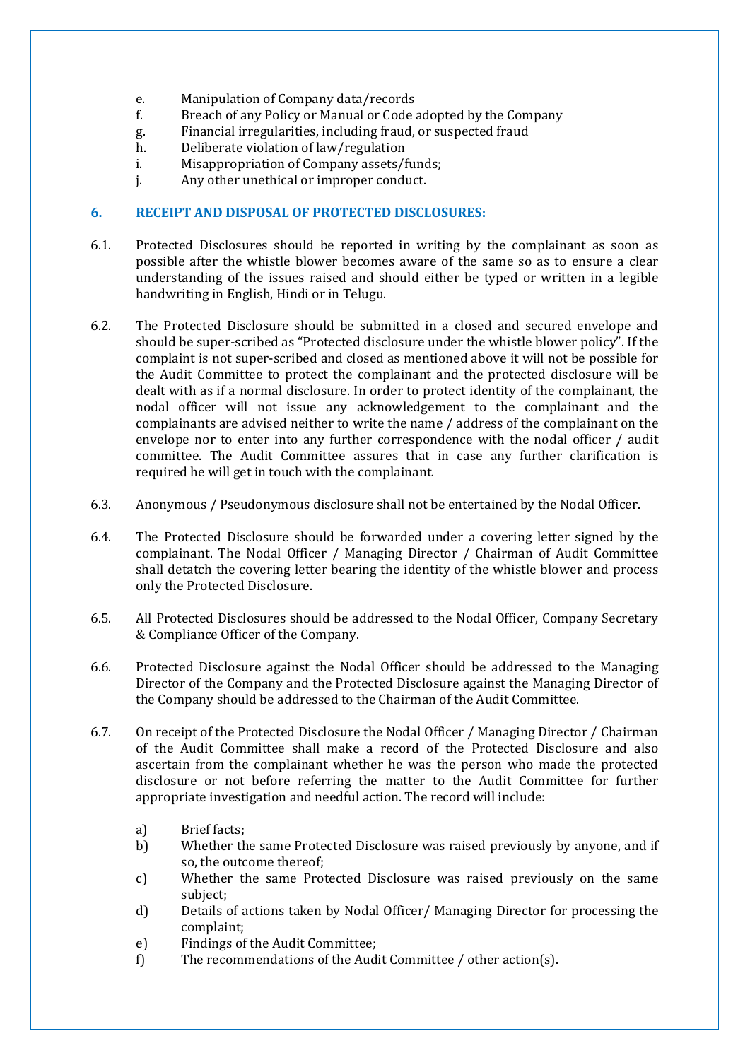e. Manipulation of Company data/records
f. Breach of any Policy or Manual or Code adopted by the Company
g. Financial irregularities, including fraud, or suspected fraud
h. Deliberate violation of law/regulation
i. Misappropriation of Company assets/funds;
j. Any other unethical or improper conduct.

## 6. RECEIPT AND DISPOSAL OF PROTECTED DISCLOSURES:

6.1. Protected Disclosures should be reported in writing by the complainant as soon as possible after the whistle blower becomes aware of the same so as to ensure a clear understanding of the issues raised and should either be typed or written in a legible handwriting in English, Hindi or in Telugu.

6.2. The Protected Disclosure should be submitted in a closed and secured envelope and should be super-scribed as "Protected disclosure under the whistle blower policy". If the complaint is not super-scribed and closed as mentioned above it will not be possible for the Audit Committee to protect the complainant and the protected disclosure will be dealt with as if a normal disclosure. In order to protect identity of the complainant, the nodal officer will not issue any acknowledgement to the complainant and the complainants are advised neither to write the name / address of the complainant on the envelope nor to enter into any further correspondence with the nodal officer / audit committee. The Audit Committee assures that in case any further clarification is required he will get in touch with the complainant.

6.3. Anonymous / Pseudonymous disclosure shall not be entertained by the Nodal Officer.

6.4. The Protected Disclosure should be forwarded under a covering letter signed by the complainant. The Nodal Officer / Managing Director / Chairman of Audit Committee shall detatch the covering letter bearing the identity of the whistle blower and process only the Protected Disclosure.

6.5. All Protected Disclosures should be addressed to the Nodal Officer, Company Secretary & Compliance Officer of the Company.

6.6. Protected Disclosure against the Nodal Officer should be addressed to the Managing Director of the Company and the Protected Disclosure against the Managing Director of the Company should be addressed to the Chairman of the Audit Committee.

6.7. On receipt of the Protected Disclosure the Nodal Officer / Managing Director / Chairman of the Audit Committee shall make a record of the Protected Disclosure and also ascertain from the complainant whether he was the person who made the protected disclosure or not before referring the matter to the Audit Committee for further appropriate investigation and needful action. The record will include:

a) Brief facts;
b) Whether the same Protected Disclosure was raised previously by anyone, and if so, the outcome thereof;
c) Whether the same Protected Disclosure was raised previously on the same subject;
d) Details of actions taken by Nodal Officer/ Managing Director for processing the complaint;
e) Findings of the Audit Committee;
f) The recommendations of the Audit Committee / other action(s).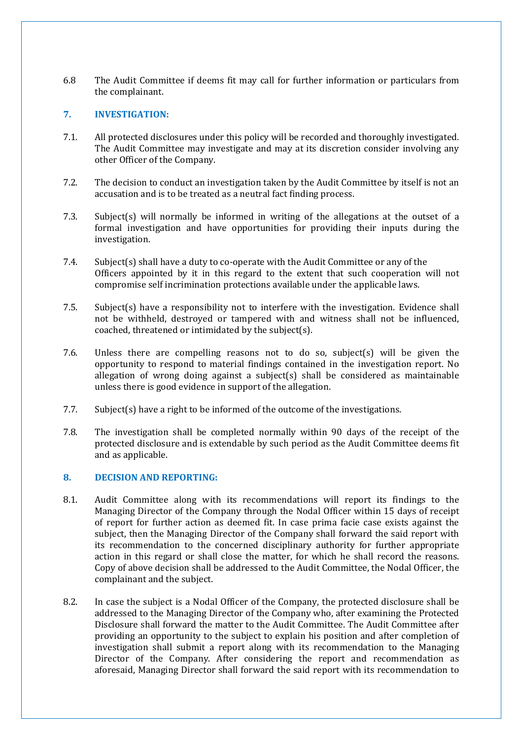6.8 The Audit Committee if deems fit may call for further information or particulars from the complainant.

## 7. INVESTIGATION:

7.1. All protected disclosures under this policy will be recorded and thoroughly investigated. The Audit Committee may investigate and may at its discretion consider involving any other Officer of the Company.

7.2. The decision to conduct an investigation taken by the Audit Committee by itself is not an accusation and is to be treated as a neutral fact finding process.

7.3. Subject(s) will normally be informed in writing of the allegations at the outset of a formal investigation and have opportunities for providing their inputs during the investigation.

7.4. Subject(s) shall have a duty to co-operate with the Audit Committee or any of the Officers appointed by it in this regard to the extent that such cooperation will not compromise self incrimination protections available under the applicable laws.

7.5. Subject(s) have a responsibility not to interfere with the investigation. Evidence shall not be withheld, destroyed or tampered with and witness shall not be influenced, coached, threatened or intimidated by the subject(s).

7.6. Unless there are compelling reasons not to do so, subject(s) will be given the opportunity to respond to material findings contained in the investigation report. No allegation of wrong doing against a subject(s) shall be considered as maintainable unless there is good evidence in support of the allegation.

7.7. Subject(s) have a right to be informed of the outcome of the investigations.

7.8. The investigation shall be completed normally within 90 days of the receipt of the protected disclosure and is extendable by such period as the Audit Committee deems fit and as applicable.

## 8. DECISION AND REPORTING:

8.1. Audit Committee along with its recommendations will report its findings to the Managing Director of the Company through the Nodal Officer within 15 days of receipt of report for further action as deemed fit. In case prima facie case exists against the subject, then the Managing Director of the Company shall forward the said report with its recommendation to the concerned disciplinary authority for further appropriate action in this regard or shall close the matter, for which he shall record the reasons. Copy of above decision shall be addressed to the Audit Committee, the Nodal Officer, the complainant and the subject.

8.2. In case the subject is a Nodal Officer of the Company, the protected disclosure shall be addressed to the Managing Director of the Company who, after examining the Protected Disclosure shall forward the matter to the Audit Committee. The Audit Committee after providing an opportunity to the subject to explain his position and after completion of investigation shall submit a report along with its recommendation to the Managing Director of the Company. After considering the report and recommendation as aforesaid, Managing Director shall forward the said report with its recommendation to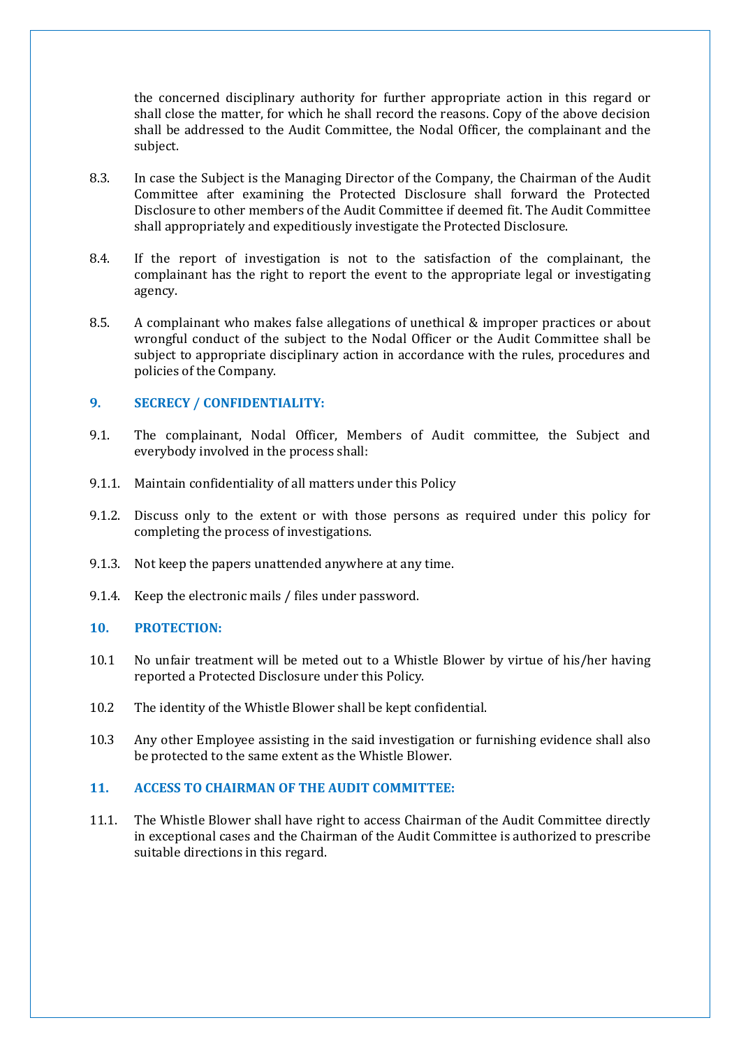the concerned disciplinary authority for further appropriate action in this regard or shall close the matter, for which he shall record the reasons. Copy of the above decision shall be addressed to the Audit Committee, the Nodal Officer, the complainant and the subject.

8.3. In case the Subject is the Managing Director of the Company, the Chairman of the Audit Committee after examining the Protected Disclosure shall forward the Protected Disclosure to other members of the Audit Committee if deemed fit. The Audit Committee shall appropriately and expeditiously investigate the Protected Disclosure.

8.4. If the report of investigation is not to the satisfaction of the complainant, the complainant has the right to report the event to the appropriate legal or investigating agency.

8.5. A complainant who makes false allegations of unethical & improper practices or about wrongful conduct of the subject to the Nodal Officer or the Audit Committee shall be subject to appropriate disciplinary action in accordance with the rules, procedures and policies of the Company.

## 9. SECRECY / CONFIDENTIALITY:

9.1. The complainant, Nodal Officer, Members of Audit committee, the Subject and everybody involved in the process shall:

9.1.1. Maintain confidentiality of all matters under this Policy

9.1.2. Discuss only to the extent or with those persons as required under this policy for completing the process of investigations.

9.1.3. Not keep the papers unattended anywhere at any time.

9.1.4. Keep the electronic mails / files under password.

## 10. PROTECTION:

10.1 No unfair treatment will be meted out to a Whistle Blower by virtue of his/her having reported a Protected Disclosure under this Policy.

10.2 The identity of the Whistle Blower shall be kept confidential.

10.3 Any other Employee assisting in the said investigation or furnishing evidence shall also be protected to the same extent as the Whistle Blower.

## 11. ACCESS TO CHAIRMAN OF THE AUDIT COMMITTEE:

11.1. The Whistle Blower shall have right to access Chairman of the Audit Committee directly in exceptional cases and the Chairman of the Audit Committee is authorized to prescribe suitable directions in this regard.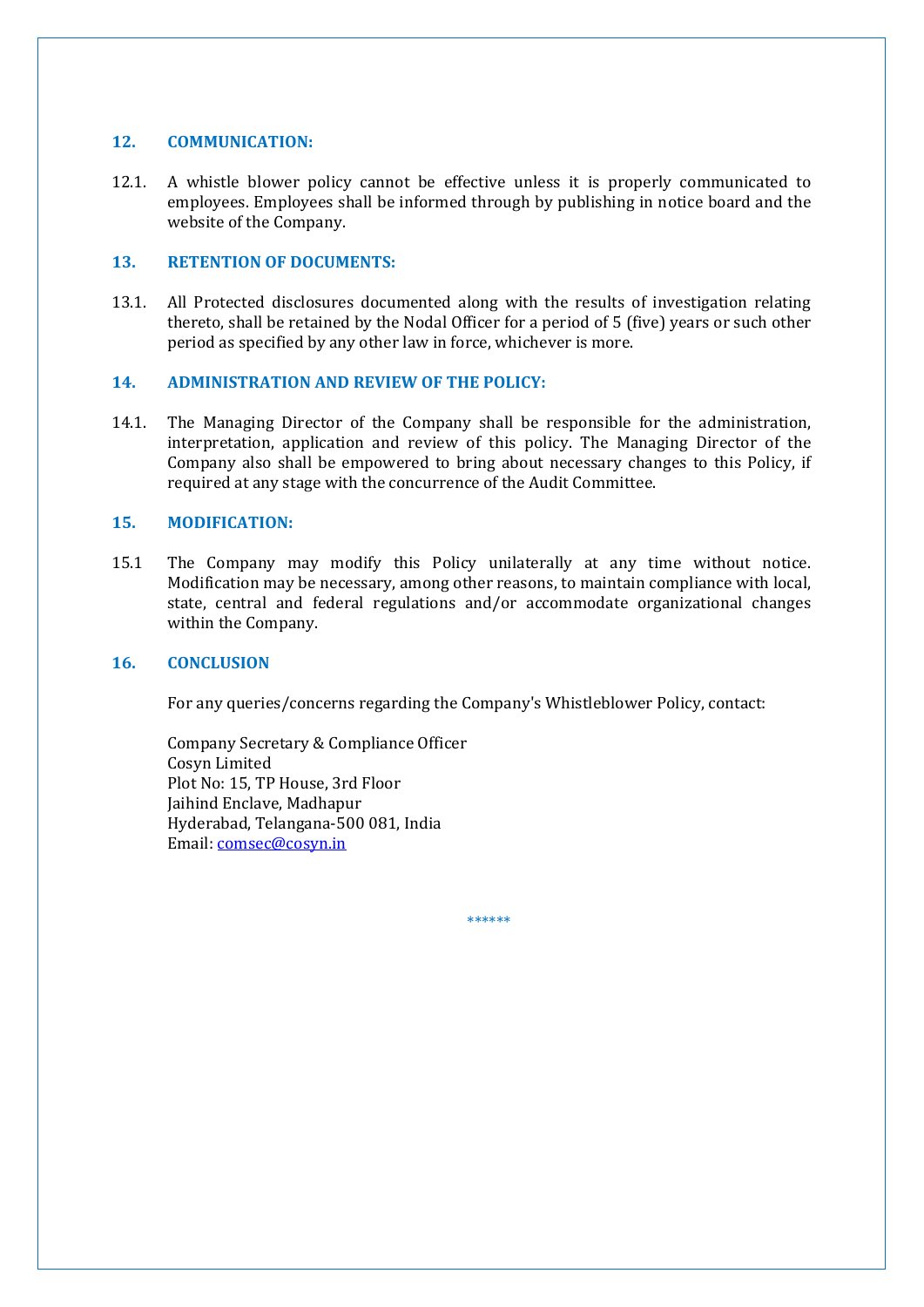## 12. COMMUNICATION:

12.1. A whistle blower policy cannot be effective unless it is properly communicated to employees. Employees shall be informed through by publishing in notice board and the website of the Company.

## 13. RETENTION OF DOCUMENTS:

13.1. All Protected disclosures documented along with the results of investigation relating thereto, shall be retained by the Nodal Officer for a period of 5 (five) years or such other period as specified by any other law in force, whichever is more.

## 14. ADMINISTRATION AND REVIEW OF THE POLICY:

14.1. The Managing Director of the Company shall be responsible for the administration, interpretation, application and review of this policy. The Managing Director of the Company also shall be empowered to bring about necessary changes to this Policy, if required at any stage with the concurrence of the Audit Committee.

## 15. MODIFICATION:

15.1 The Company may modify this Policy unilaterally at any time without notice. Modification may be necessary, among other reasons, to maintain compliance with local, state, central and federal regulations and/or accommodate organizational changes within the Company.

## 16. CONCLUSION

For any queries/concerns regarding the Company's Whistleblower Policy, contact:

Company Secretary & Compliance Officer
Cosyn Limited
Plot No: 15, TP House, 3rd Floor
Jaihind Enclave, Madhapur
Hyderabad, Telangana-500 081, India
Email: comsec@cosyn.in

******